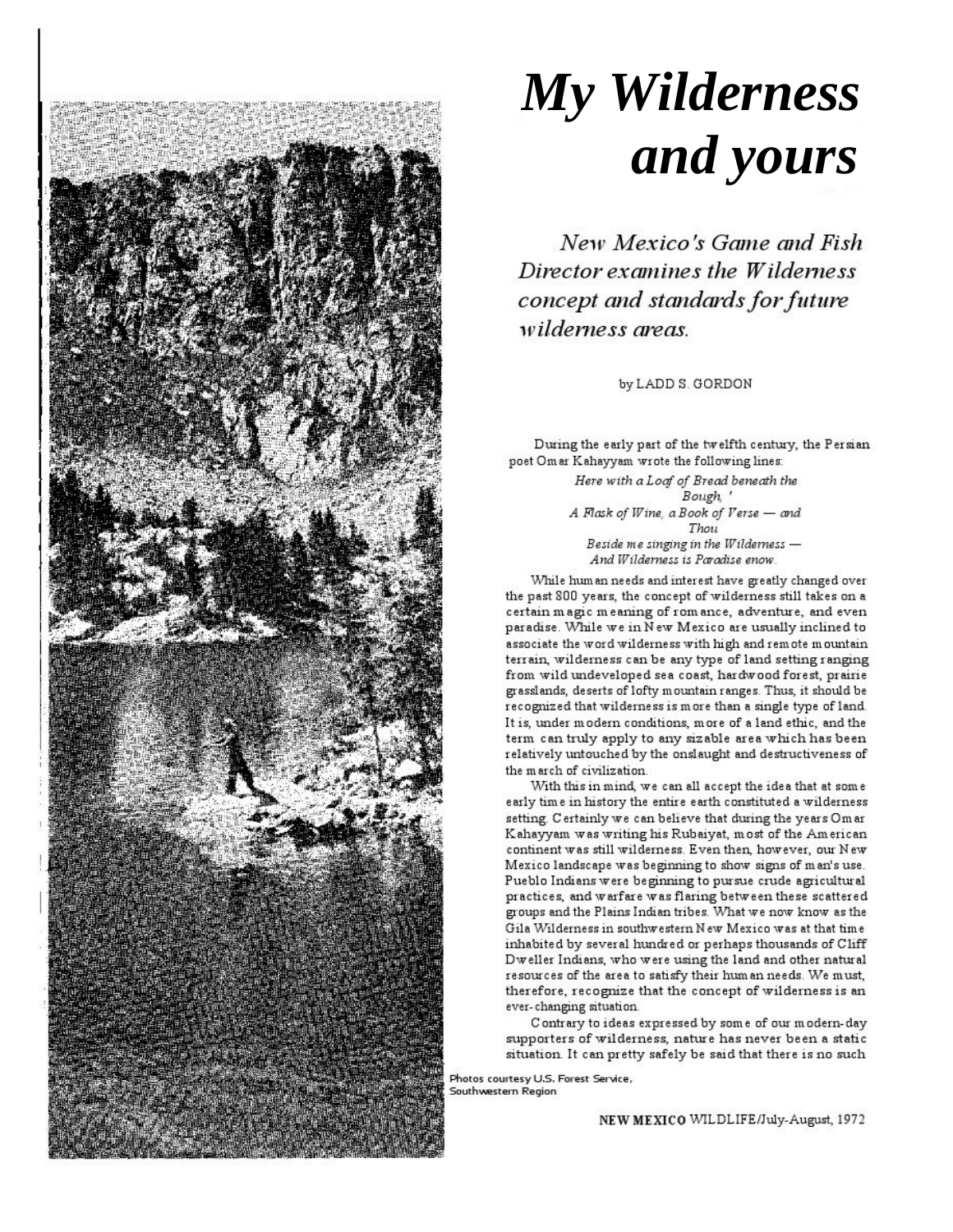# My Wilderness and yours

*New Mexico's Game and Fish Director examines the Wilderness concept and standards for future wilderness areas.*

by LADD S. GORDON

During the early part of the twelfth century, the Persian poet Omar Kahayyam wrote the following lines:

*Here with a Loaf of Bread beneath the Bough, '*
*A Flask of Wine, a Book of Verse — and Thou*
*Beside me singing in the Wilderness —*
*And Wilderness is Paradise enow.*

While human needs and interest have greatly changed over the past 800 years, the concept of wilderness still takes on a certain magic meaning of romance, adventure, and even paradise. While we in New Mexico are usually inclined to associate the word wilderness with high and remote mountain terrain, wilderness can be any type of land setting ranging from wild undeveloped sea coast, hardwood forest, prairie grasslands, deserts of lofty mountain ranges. Thus, it should be recognized that wilderness is more than a single type of land. It is, under modern conditions, more of a land ethic, and the term can truly apply to any sizable area which has been relatively untouched by the onslaught and destructiveness of the march of civilization.

With this in mind, we can all accept the idea that at some early time in history the entire earth constituted a wilderness setting. Certainly we can believe that during the years Omar Kahayyam was writing his Rubaiyat, most of the American continent was still wilderness. Even then, however, our New Mexico landscape was beginning to show signs of man's use. Pueblo Indians were beginning to pursue crude agricultural practices, and warfare was flaring between these scattered groups and the Plains Indian tribes. What we now know as the Gila Wilderness in southwestern New Mexico was at that time inhabited by several hundred or perhaps thousands of Cliff Dweller Indians, who were using the land and other natural resources of the area to satisfy their human needs. We must, therefore, recognize that the concept of wilderness is an ever-changing situation.

Contrary to ideas expressed by some of our modern-day supporters of wilderness, nature has never been a static situation. It can pretty safely be said that there is no such

Photos courtesy U.S. Forest Service, Southwestern Region

NEW MEXICO WILDLIFE/July-August, 1972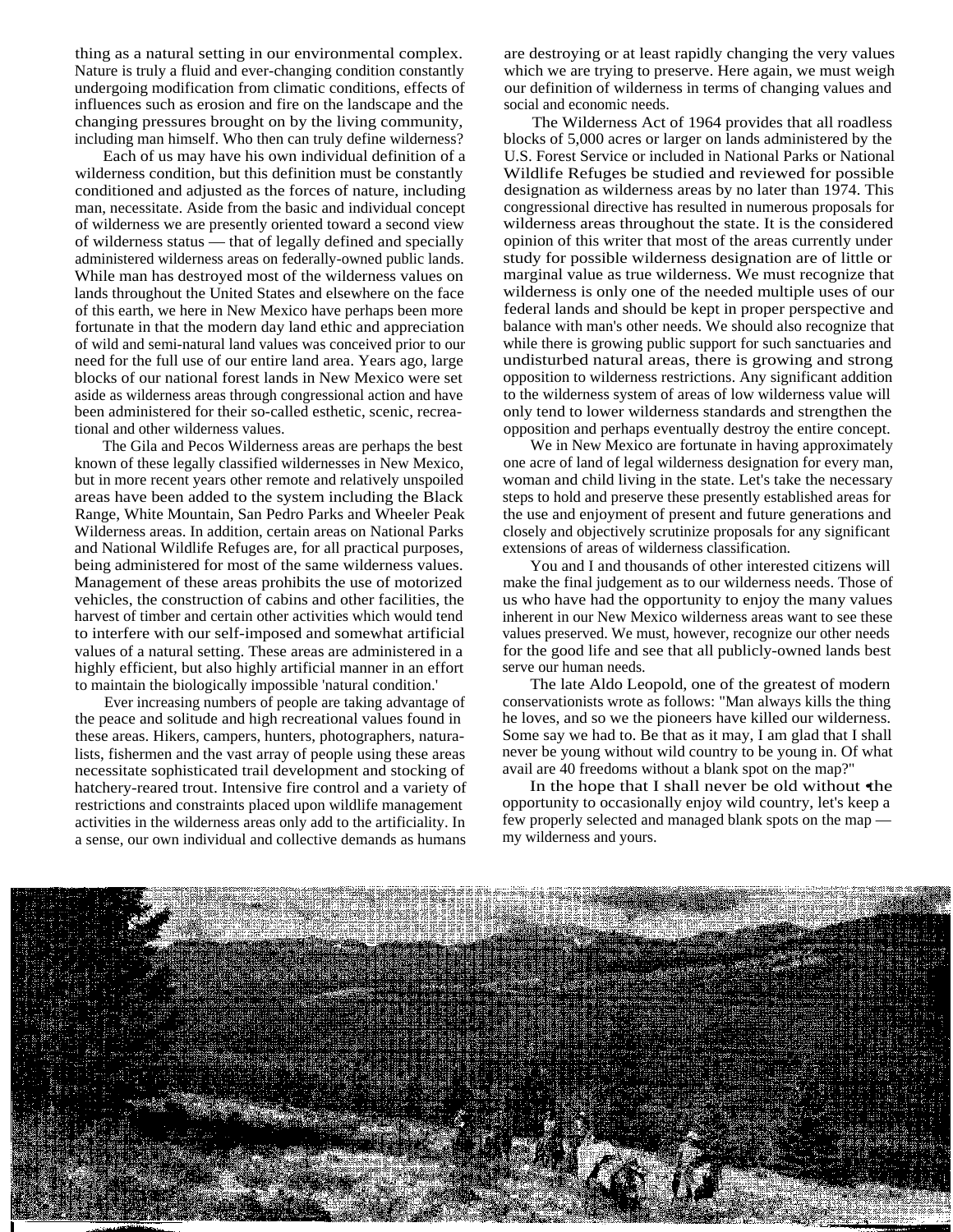thing as a natural setting in our environmental complex. Nature is truly a fluid and ever-changing condition constantly undergoing modification from climatic conditions, effects of influences such as erosion and fire on the landscape and the changing pressures brought on by the living community, including man himself. Who then can truly define wilderness?

Each of us may have his own individual definition of a wilderness condition, but this definition must be constantly conditioned and adjusted as the forces of nature, including man, necessitate. Aside from the basic and individual concept of wilderness we are presently oriented toward a second view of wilderness status — that of legally defined and specially administered wilderness areas on federally-owned public lands. While man has destroyed most of the wilderness values on lands throughout the United States and elsewhere on the face of this earth, we here in New Mexico have perhaps been more fortunate in that the modern day land ethic and appreciation of wild and semi-natural land values was conceived prior to our need for the full use of our entire land area. Years ago, large blocks of our national forest lands in New Mexico were set aside as wilderness areas through congressional action and have been administered for their so-called esthetic, scenic, recreational and other wilderness values.

The Gila and Pecos Wilderness areas are perhaps the best known of these legally classified wildernesses in New Mexico, but in more recent years other remote and relatively unspoiled areas have been added to the system including the Black Range, White Mountain, San Pedro Parks and Wheeler Peak Wilderness areas. In addition, certain areas on National Parks and National Wildlife Refuges are, for all practical purposes, being administered for most of the same wilderness values. Management of these areas prohibits the use of motorized vehicles, the construction of cabins and other facilities, the harvest of timber and certain other activities which would tend to interfere with our self-imposed and somewhat artificial values of a natural setting. These areas are administered in a highly efficient, but also highly artificial manner in an effort to maintain the biologically impossible 'natural condition.'

Ever increasing numbers of people are taking advantage of the peace and solitude and high recreational values found in these areas. Hikers, campers, hunters, photographers, naturalists, fishermen and the vast array of people using these areas necessitate sophisticated trail development and stocking of hatchery-reared trout. Intensive fire control and a variety of restrictions and constraints placed upon wildlife management activities in the wilderness areas only add to the artificiality. In a sense, our own individual and collective demands as humans are destroying or at least rapidly changing the very values which we are trying to preserve. Here again, we must weigh our definition of wilderness in terms of changing values and social and economic needs.

The Wilderness Act of 1964 provides that all roadless blocks of 5,000 acres or larger on lands administered by the U.S. Forest Service or included in National Parks or National Wildlife Refuges be studied and reviewed for possible designation as wilderness areas by no later than 1974. This congressional directive has resulted in numerous proposals for wilderness areas throughout the state. It is the considered opinion of this writer that most of the areas currently under study for possible wilderness designation are of little or marginal value as true wilderness. We must recognize that wilderness is only one of the needed multiple uses of our federal lands and should be kept in proper perspective and balance with man's other needs. We should also recognize that while there is growing public support for such sanctuaries and undisturbed natural areas, there is growing and strong opposition to wilderness restrictions. Any significant addition to the wilderness system of areas of low wilderness value will only tend to lower wilderness standards and strengthen the opposition and perhaps eventually destroy the entire concept.

We in New Mexico are fortunate in having approximately one acre of land of legal wilderness designation for every man, woman and child living in the state. Let's take the necessary steps to hold and preserve these presently established areas for the use and enjoyment of present and future generations and closely and objectively scrutinize proposals for any significant extensions of areas of wilderness classification.

You and I and thousands of other interested citizens will make the final judgement as to our wilderness needs. Those of us who have had the opportunity to enjoy the many values inherent in our New Mexico wilderness areas want to see these values preserved. We must, however, recognize our other needs for the good life and see that all publicly-owned lands best serve our human needs.

The late Aldo Leopold, one of the greatest of modern conservationists wrote as follows: "Man always kills the thing he loves, and so we the pioneers have killed our wilderness. Some say we had to. Be that as it may, I am glad that I shall never be young without wild country to be young in. Of what avail are 40 freedoms without a blank spot on the map?"

In the hope that I shall never be old without the opportunity to occasionally enjoy wild country, let's keep a few properly selected and managed blank spots on the map — my wilderness and yours.